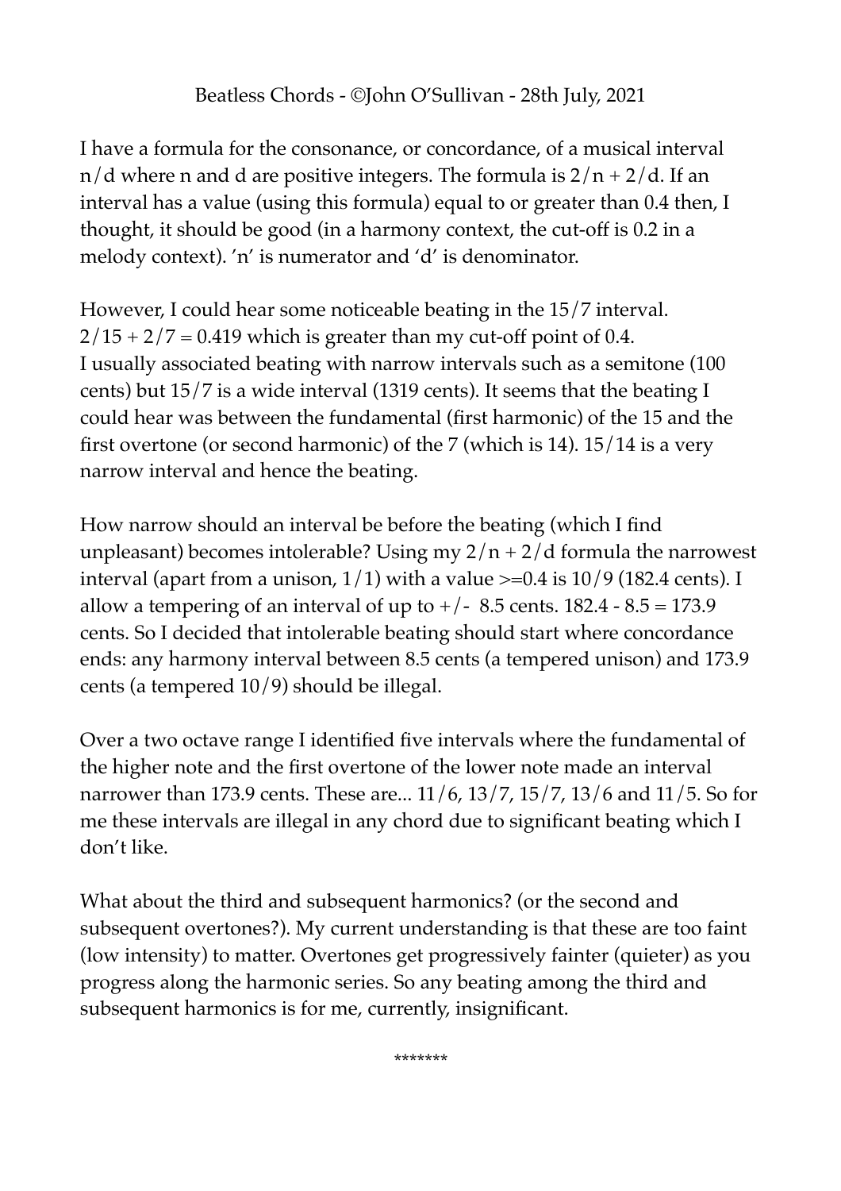# Beatless Chords - ©John O'Sullivan - 28th July, 2021

I have a formula for the consonance, or concordance, of a musical interval $n/d$ where n and d are positive integers. The formula is $2/n + 2/d$. If an interval has a value (using this formula) equal to or greater than 0.4 then, I thought, it should be good (in a harmony context, the cut-off is 0.2 in a melody context). 'n' is numerator and 'd' is denominator.

However, I could hear some noticeable beating in the 15/7 interval. $2/15 + 2/7 = 0.419$ which is greater than my cut-off point of 0.4. I usually associated beating with narrow intervals such as a semitone (100 cents) but 15/7 is a wide interval (1319 cents). It seems that the beating I could hear was between the fundamental (first harmonic) of the 15 and the first overtone (or second harmonic) of the 7 (which is 14). 15/14 is a very narrow interval and hence the beating.

How narrow should an interval be before the beating (which I find unpleasant) becomes intolerable? Using my $2/n + 2/d$ formula the narrowest interval (apart from a unison, 1/1) with a value >=0.4 is 10/9 (182.4 cents). I allow a tempering of an interval of up to +/- 8.5 cents. 182.4 - 8.5 = 173.9 cents. So I decided that intolerable beating should start where concordance ends: any harmony interval between 8.5 cents (a tempered unison) and 173.9 cents (a tempered 10/9) should be illegal.

Over a two octave range I identified five intervals where the fundamental of the higher note and the first overtone of the lower note made an interval narrower than 173.9 cents. These are... 11/6, 13/7, 15/7, 13/6 and 11/5. So for me these intervals are illegal in any chord due to significant beating which I don't like.

What about the third and subsequent harmonics? (or the second and subsequent overtones?). My current understanding is that these are too faint (low intensity) to matter. Overtones get progressively fainter (quieter) as you progress along the harmonic series. So any beating among the third and subsequent harmonics is for me, currently, insignificant.

*******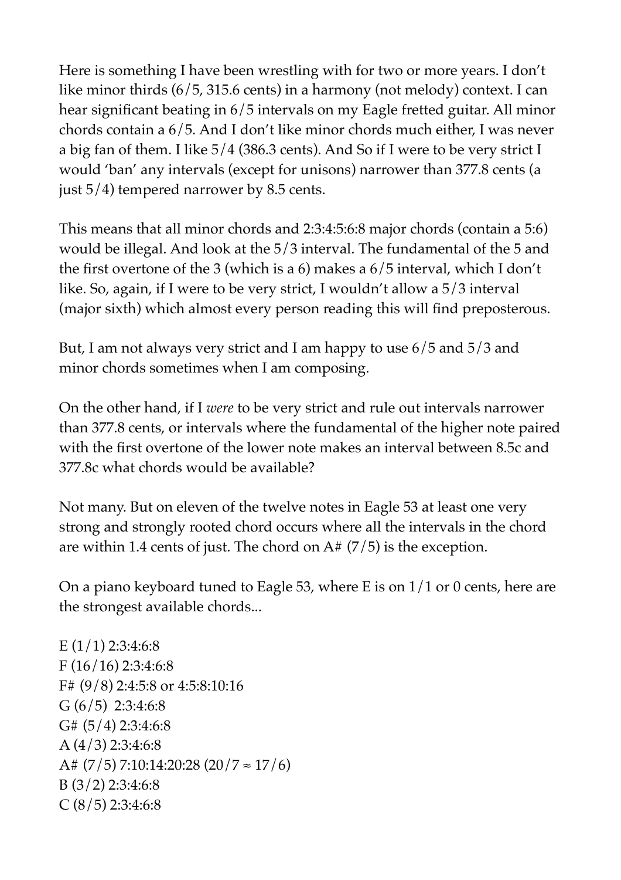Here is something I have been wrestling with for two or more years. I don't like minor thirds (6/5, 315.6 cents) in a harmony (not melody) context. I can hear significant beating in 6/5 intervals on my Eagle fretted guitar. All minor chords contain a 6/5. And I don't like minor chords much either, I was never a big fan of them. I like 5/4 (386.3 cents). And So if I were to be very strict I would 'ban' any intervals (except for unisons) narrower than 377.8 cents (a just 5/4) tempered narrower by 8.5 cents.

This means that all minor chords and 2:3:4:5:6:8 major chords (contain a 5:6) would be illegal. And look at the 5/3 interval. The fundamental of the 5 and the first overtone of the 3 (which is a 6) makes a 6/5 interval, which I don't like. So, again, if I were to be very strict, I wouldn't allow a 5/3 interval (major sixth) which almost every person reading this will find preposterous.

But, I am not always very strict and I am happy to use 6/5 and 5/3 and minor chords sometimes when I am composing.

On the other hand, if I *were* to be very strict and rule out intervals narrower than 377.8 cents, or intervals where the fundamental of the higher note paired with the first overtone of the lower note makes an interval between 8.5c and 377.8c what chords would be available?

Not many. But on eleven of the twelve notes in Eagle 53 at least one very strong and strongly rooted chord occurs where all the intervals in the chord are within 1.4 cents of just. The chord on A# (7/5) is the exception.

On a piano keyboard tuned to Eagle 53, where E is on 1/1 or 0 cents, here are the strongest available chords...

E (1/1) 2:3:4:6:8
F (16/16) 2:3:4:6:8
F# (9/8) 2:4:5:8 or 4:5:8:10:16
G (6/5) 2:3:4:6:8
G# (5/4) 2:3:4:6:8
A (4/3) 2:3:4:6:8
A# (7/5) 7:10:14:20:28 ($20/7 \approx 17/6$)
B (3/2) 2:3:4:6:8
C (8/5) 2:3:4:6:8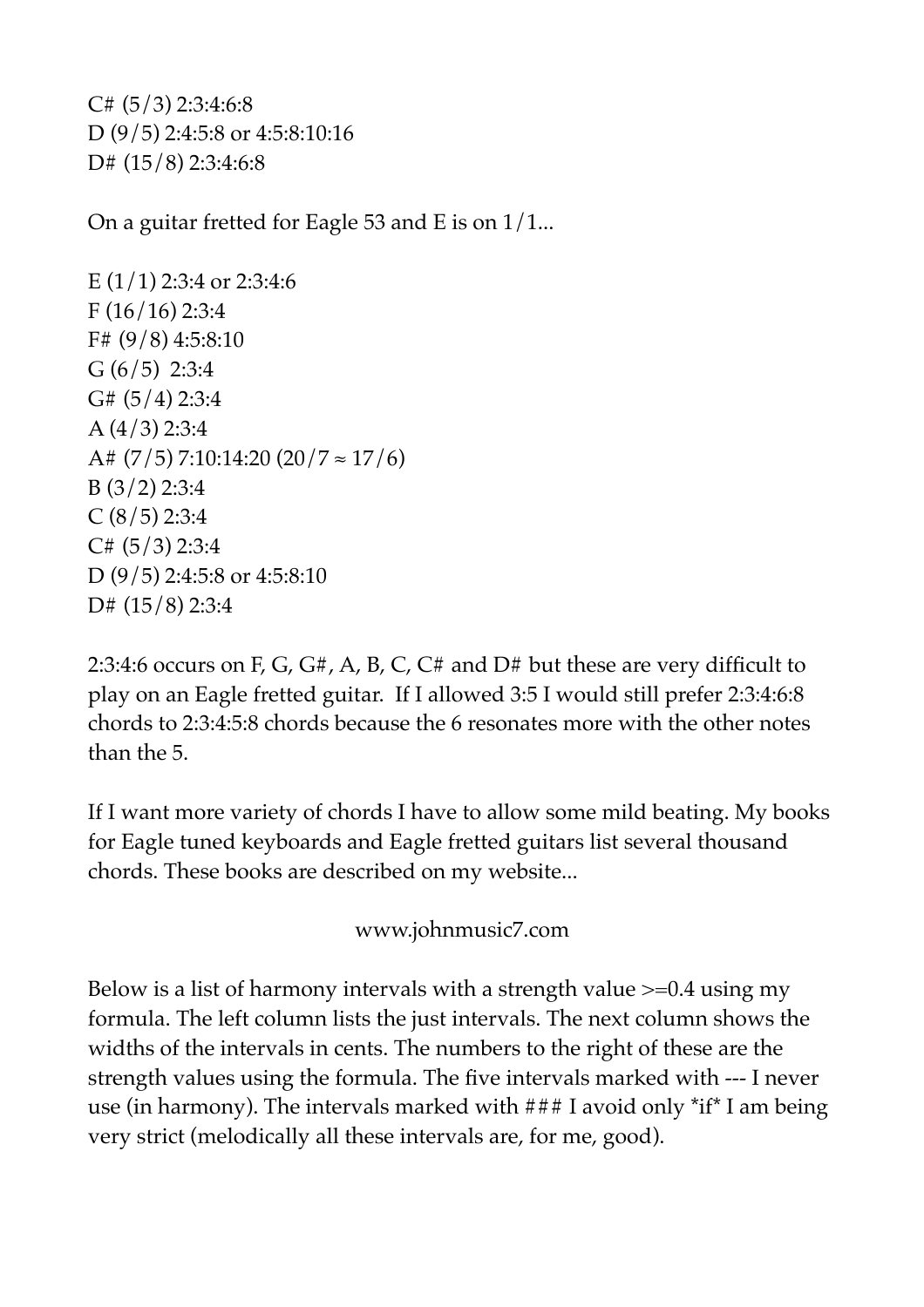C# (5/3) 2:3:4:6:8
D (9/5) 2:4:5:8 or 4:5:8:10:16
D# (15/8) 2:3:4:6:8

On a guitar fretted for Eagle 53 and E is on 1/1...

E (1/1) 2:3:4 or 2:3:4:6
F (16/16) 2:3:4
F# (9/8) 4:5:8:10
G (6/5) 2:3:4
G# (5/4) 2:3:4
A (4/3) 2:3:4
A# (7/5) 7:10:14:20 (20/7 ≈ 17/6)
B (3/2) 2:3:4
C (8/5) 2:3:4
C# (5/3) 2:3:4
D (9/5) 2:4:5:8 or 4:5:8:10
D# (15/8) 2:3:4

2:3:4:6 occurs on F, G, G#, A, B, C, C# and D# but these are very difficult to play on an Eagle fretted guitar. If I allowed 3:5 I would still prefer 2:3:4:6:8 chords to 2:3:4:5:8 chords because the 6 resonates more with the other notes than the 5.

If I want more variety of chords I have to allow some mild beating. My books for Eagle tuned keyboards and Eagle fretted guitars list several thousand chords. These books are described on my website...

www.johnmusic7.com

Below is a list of harmony intervals with a strength value >=0.4 using my formula. The left column lists the just intervals. The next column shows the widths of the intervals in cents. The numbers to the right of these are the strength values using the formula. The five intervals marked with --- I never use (in harmony). The intervals marked with ### I avoid only *if* I am being very strict (melodically all these intervals are, for me, good).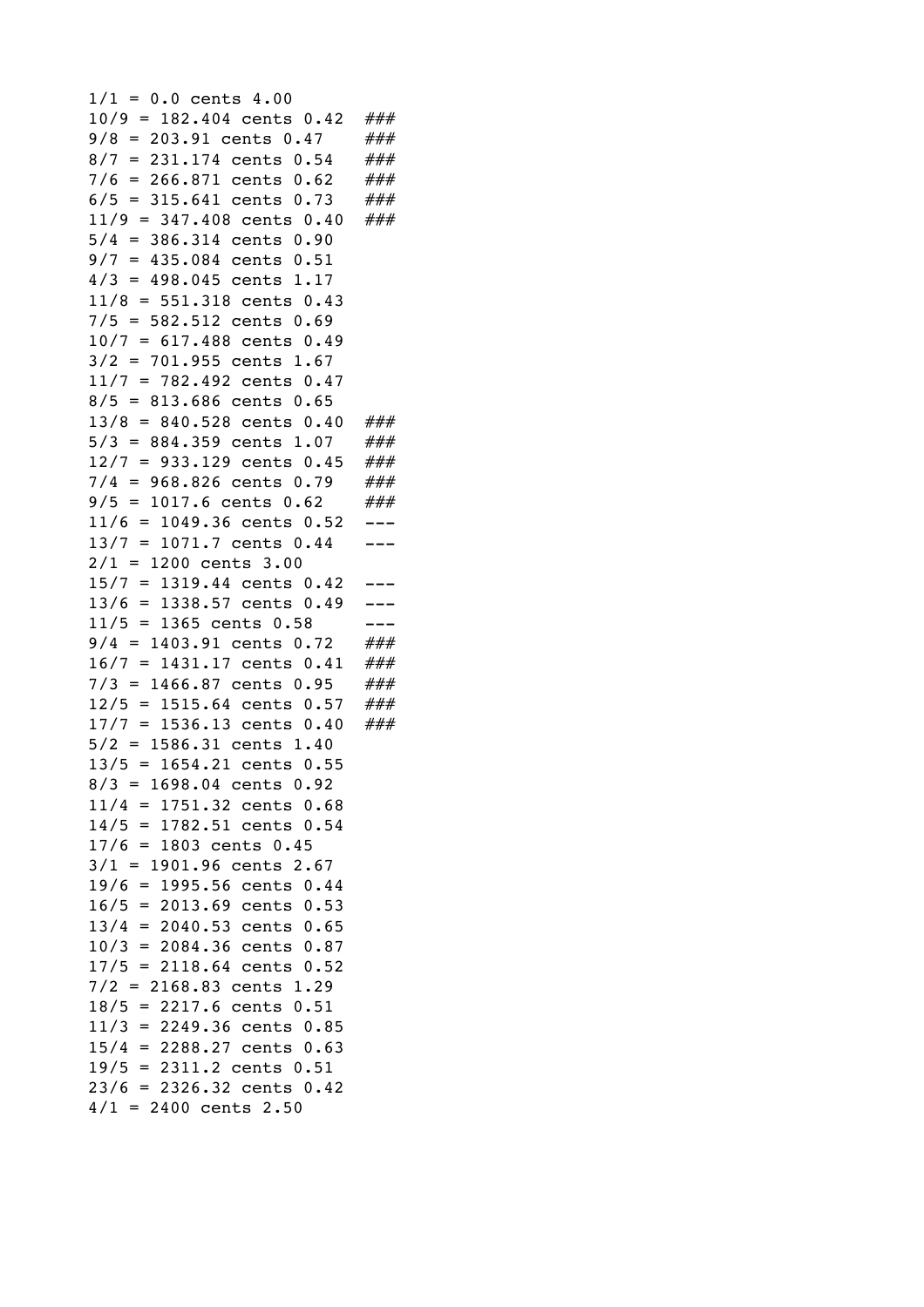```
1/1 = 0.0 cents 4.00
10/9 = 182.404 cents 0.42  ###
9/8 = 203.91 cents 0.47    ###
8/7 = 231.174 cents 0.54   ###
7/6 = 266.871 cents 0.62   ###
6/5 = 315.641 cents 0.73   ###
11/9 = 347.408 cents 0.40  ###
5/4 = 386.314 cents 0.90
9/7 = 435.084 cents 0.51
4/3 = 498.045 cents 1.17
11/8 = 551.318 cents 0.43
7/5 = 582.512 cents 0.69
10/7 = 617.488 cents 0.49
3/2 = 701.955 cents 1.67
11/7 = 782.492 cents 0.47
8/5 = 813.686 cents 0.65
13/8 = 840.528 cents 0.40  ###
5/3 = 884.359 cents 1.07   ###
12/7 = 933.129 cents 0.45  ###
7/4 = 968.826 cents 0.79   ###
9/5 = 1017.6 cents 0.62    ###
11/6 = 1049.36 cents 0.52  ---
13/7 = 1071.7 cents 0.44   ---
2/1 = 1200 cents 3.00
15/7 = 1319.44 cents 0.42  ---
13/6 = 1338.57 cents 0.49  ---
11/5 = 1365 cents 0.58     ---
9/4 = 1403.91 cents 0.72   ###
16/7 = 1431.17 cents 0.41  ###
7/3 = 1466.87 cents 0.95   ###
12/5 = 1515.64 cents 0.57  ###
17/7 = 1536.13 cents 0.40  ###
5/2 = 1586.31 cents 1.40
13/5 = 1654.21 cents 0.55
8/3 = 1698.04 cents 0.92
11/4 = 1751.32 cents 0.68
14/5 = 1782.51 cents 0.54
17/6 = 1803 cents 0.45
3/1 = 1901.96 cents 2.67
19/6 = 1995.56 cents 0.44
16/5 = 2013.69 cents 0.53
13/4 = 2040.53 cents 0.65
10/3 = 2084.36 cents 0.87
17/5 = 2118.64 cents 0.52
7/2 = 2168.83 cents 1.29
18/5 = 2217.6 cents 0.51
11/3 = 2249.36 cents 0.85
15/4 = 2288.27 cents 0.63
19/5 = 2311.2 cents 0.51
23/6 = 2326.32 cents 0.42
4/1 = 2400 cents 2.50
```